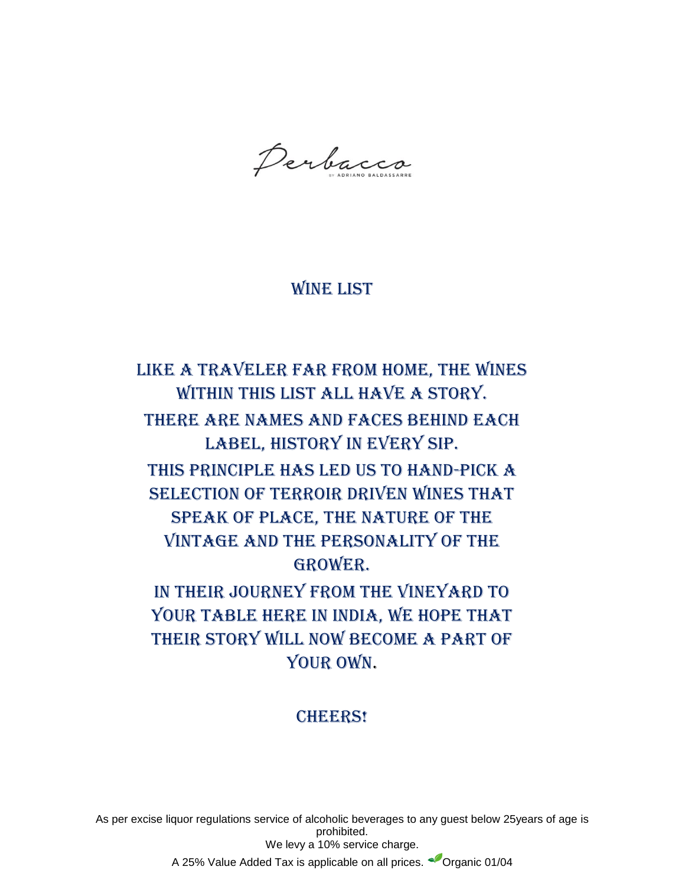Perbacco

BY ADRIANO BALDASSARRE

# WINE LIST

LIKE A TRAVELER FAR FROM HOME, THE WINES WITHIN THIS LIST ALL HAVE A STORY.
THERE ARE NAMES AND FACES BEHIND EACH LABEL, HISTORY IN EVERY SIP.
THIS PRINCIPLE HAS LED US TO HAND-PICK A SELECTION OF TERROIR DRIVEN WINES THAT SPEAK OF PLACE, THE NATURE OF THE VINTAGE AND THE PERSONALITY OF THE GROWER.
IN THEIR JOURNEY FROM THE VINEYARD TO YOUR TABLE HERE IN INDIA, WE HOPE THAT THEIR STORY WILL NOW BECOME A PART OF YOUR OWN.

CHEERS!

As per excise liquor regulations service of alcoholic beverages to any guest below 25years of age is prohibited.
We levy a 10% service charge.
A 25% Value Added Tax is applicable on all prices. Organic 01/04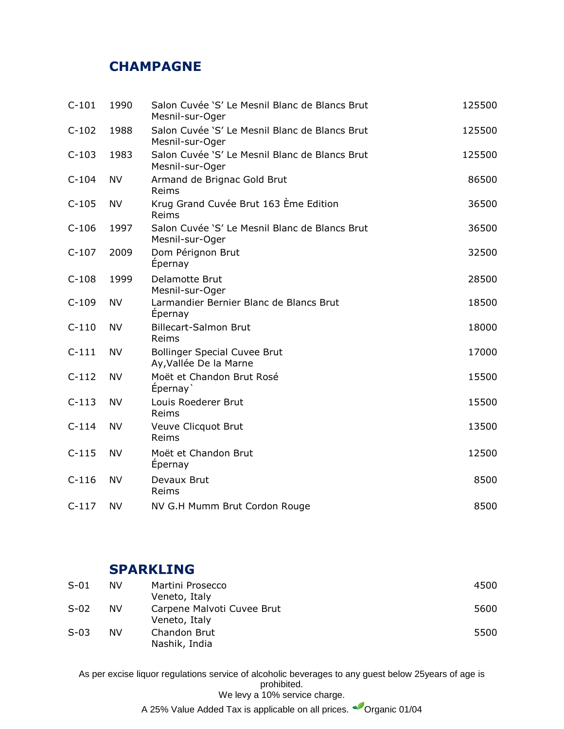## CHAMPAGNE

| | | | |
|---|---|---|---|
| C-101 | 1990 | Salon Cuvée 'S' Le Mesnil Blanc de Blancs Brut<br>Mesnil-sur-Oger | 125500 |
| C-102 | 1988 | Salon Cuvée 'S' Le Mesnil Blanc de Blancs Brut<br>Mesnil-sur-Oger | 125500 |
| C-103 | 1983 | Salon Cuvée 'S' Le Mesnil Blanc de Blancs Brut<br>Mesnil-sur-Oger | 125500 |
| C-104 | NV | Armand de Brignac Gold Brut<br>Reims | 86500 |
| C-105 | NV | Krug Grand Cuvée Brut 163 Ème Edition<br>Reims | 36500 |
| C-106 | 1997 | Salon Cuvée 'S' Le Mesnil Blanc de Blancs Brut<br>Mesnil-sur-Oger | 36500 |
| C-107 | 2009 | Dom Pérignon Brut<br>Épernay | 32500 |
| C-108 | 1999 | Delamotte Brut<br>Mesnil-sur-Oger | 28500 |
| C-109 | NV | Larmandier Bernier Blanc de Blancs Brut<br>Épernay | 18500 |
| C-110 | NV | Billecart-Salmon Brut<br>Reims | 18000 |
| C-111 | NV | Bollinger Special Cuvee Brut<br>Ay,Vallée De la Marne | 17000 |
| C-112 | NV | Moët et Chandon Brut Rosé<br>Épernay` | 15500 |
| C-113 | NV | Louis Roederer Brut<br>Reims | 15500 |
| C-114 | NV | Veuve Clicquot Brut<br>Reims | 13500 |
| C-115 | NV | Moët et Chandon Brut<br>Épernay | 12500 |
| C-116 | NV | Devaux Brut<br>Reims | 8500 |
| C-117 | NV | NV G.H Mumm Brut Cordon Rouge | 8500 |

## SPARKLING

| | | | |
|---|---|---|---|
| S-01 | NV | Martini Prosecco<br>Veneto, Italy | 4500 |
| S-02 | NV | Carpene Malvoti Cuvee Brut<br>Veneto, Italy | 5600 |
| S-03 | NV | Chandon Brut<br>Nashik, India | 5500 |

As per excise liquor regulations service of alcoholic beverages to any guest below 25years of age is prohibited.

We levy a 10% service charge.

A 25% Value Added Tax is applicable on all prices. Organic 01/04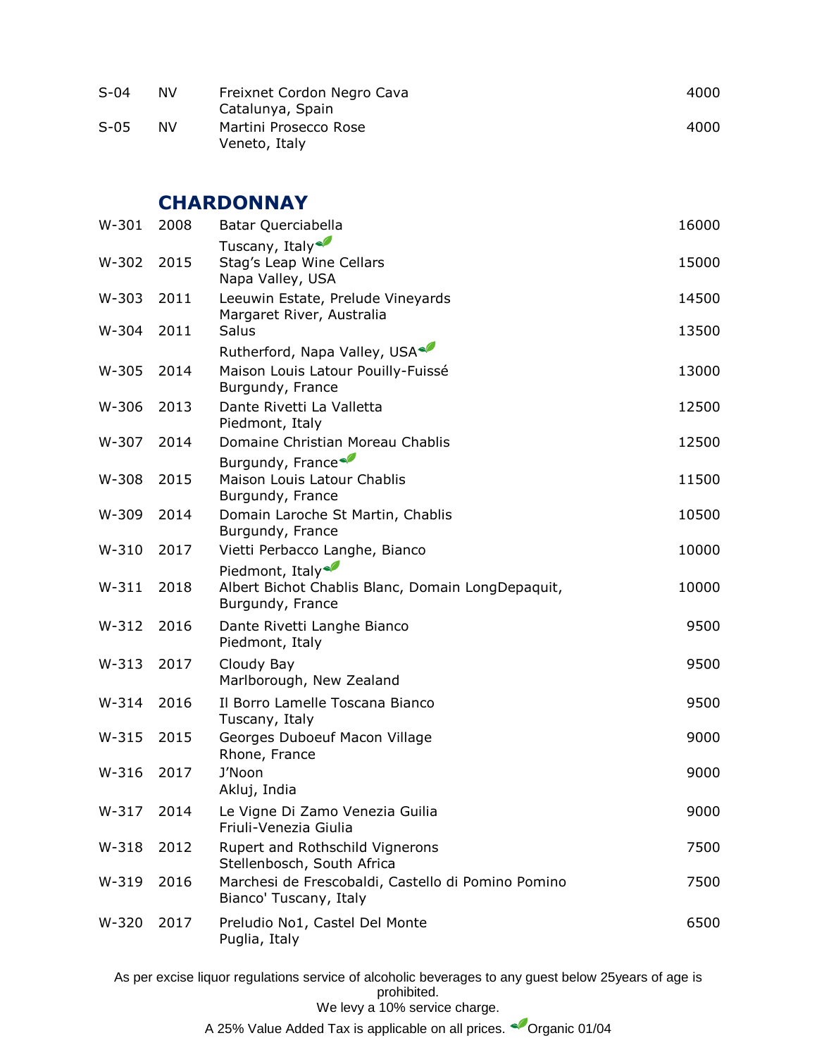| | | | |
|---|---|---|---|
| S-04 | NV | Freixnet Cordon Negro Cava<br>Catalunya, Spain | 4000 |
| S-05 | NV | Martini Prosecco Rose<br>Veneto, Italy | 4000 |

## CHARDONNAY

| | | | |
|---|---|---|---|
| W-301 | 2008 | Batar Querciabella<br>Tuscany, Italy 🌿 | 16000 |
| W-302 | 2015 | Stag's Leap Wine Cellars<br>Napa Valley, USA | 15000 |
| W-303 | 2011 | Leeuwin Estate, Prelude Vineyards<br>Margaret River, Australia | 14500 |
| W-304 | 2011 | Salus<br>Rutherford, Napa Valley, USA 🌿 | 13500 |
| W-305 | 2014 | Maison Louis Latour Pouilly-Fuissé<br>Burgundy, France | 13000 |
| W-306 | 2013 | Dante Rivetti La Valletta<br>Piedmont, Italy | 12500 |
| W-307 | 2014 | Domaine Christian Moreau Chablis<br>Burgundy, France 🌿 | 12500 |
| W-308 | 2015 | Maison Louis Latour Chablis<br>Burgundy, France | 11500 |
| W-309 | 2014 | Domain Laroche St Martin, Chablis<br>Burgundy, France | 10500 |
| W-310 | 2017 | Vietti Perbacco Langhe, Bianco<br>Piedmont, Italy 🌿 | 10000 |
| W-311 | 2018 | Albert Bichot Chablis Blanc, Domain LongDepaquit,<br>Burgundy, France | 10000 |
| W-312 | 2016 | Dante Rivetti Langhe Bianco<br>Piedmont, Italy | 9500 |
| W-313 | 2017 | Cloudy Bay<br>Marlborough, New Zealand | 9500 |
| W-314 | 2016 | Il Borro Lamelle Toscana Bianco<br>Tuscany, Italy | 9500 |
| W-315 | 2015 | Georges Duboeuf Macon Village<br>Rhone, France | 9000 |
| W-316 | 2017 | J'Noon<br>Akluj, India | 9000 |
| W-317 | 2014 | Le Vigne Di Zamo Venezia Guilia<br>Friuli-Venezia Giulia | 9000 |
| W-318 | 2012 | Rupert and Rothschild Vignerons<br>Stellenbosch, South Africa | 7500 |
| W-319 | 2016 | Marchesi de Frescobaldi, Castello di Pomino Pomino<br>Bianco' Tuscany, Italy | 7500 |
| W-320 | 2017 | Preludio No1, Castel Del Monte<br>Puglia, Italy | 6500 |

As per excise liquor regulations service of alcoholic beverages to any guest below 25years of age is prohibited.

We levy a 10% service charge.

A 25% Value Added Tax is applicable on all prices. 🌿Organic 01/04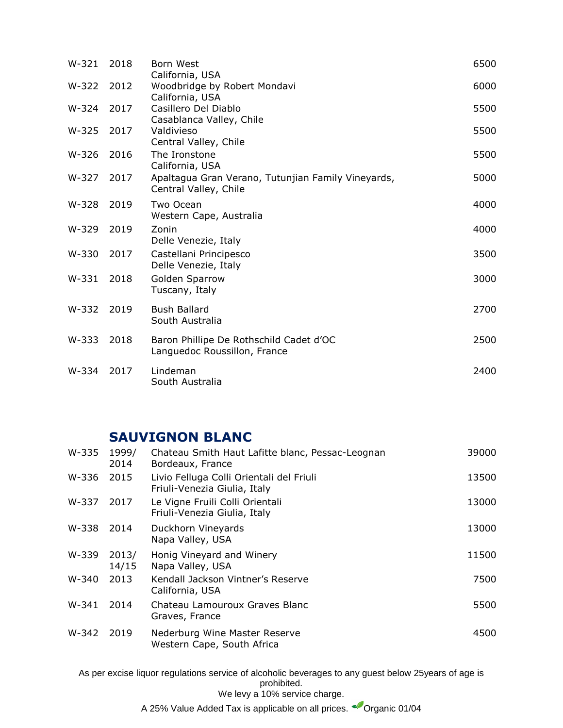| | | | |
|---|---|---|---|
| W-321 | 2018 | Born West<br>California, USA | 6500 |
| W-322 | 2012 | Woodbridge by Robert Mondavi<br>California, USA | 6000 |
| W-324 | 2017 | Casillero Del Diablo<br>Casablanca Valley, Chile | 5500 |
| W-325 | 2017 | Valdivieso<br>Central Valley, Chile | 5500 |
| W-326 | 2016 | The Ironstone<br>California, USA | 5500 |
| W-327 | 2017 | Apaltagua Gran Verano, Tutunjian Family Vineyards,<br>Central Valley, Chile | 5000 |
| W-328 | 2019 | Two Ocean<br>Western Cape, Australia | 4000 |
| W-329 | 2019 | Zonin<br>Delle Venezie, Italy | 4000 |
| W-330 | 2017 | Castellani Principesco<br>Delle Venezie, Italy | 3500 |
| W-331 | 2018 | Golden Sparrow<br>Tuscany, Italy | 3000 |
| W-332 | 2019 | Bush Ballard<br>South Australia | 2700 |
| W-333 | 2018 | Baron Phillipe De Rothschild Cadet d'OC<br>Languedoc Roussillon, France | 2500 |
| W-334 | 2017 | Lindeman<br>South Australia | 2400 |

## SAUVIGNON BLANC

| | | | |
|---|---|---|---|
| W-335 | 1999/<br>2014 | Chateau Smith Haut Lafitte blanc, Pessac-Leognan<br>Bordeaux, France | 39000 |
| W-336 | 2015 | Livio Felluga Colli Orientali del Friuli<br>Friuli-Venezia Giulia, Italy | 13500 |
| W-337 | 2017 | Le Vigne Fruili Colli Orientali<br>Friuli-Venezia Giulia, Italy | 13000 |
| W-338 | 2014 | Duckhorn Vineyards<br>Napa Valley, USA | 13000 |
| W-339 | 2013/<br>14/15 | Honig Vineyard and Winery<br>Napa Valley, USA | 11500 |
| W-340 | 2013 | Kendall Jackson Vintner's Reserve<br>California, USA | 7500 |
| W-341 | 2014 | Chateau Lamouroux Graves Blanc<br>Graves, France | 5500 |
| W-342 | 2019 | Nederburg Wine Master Reserve<br>Western Cape, South Africa | 4500 |

As per excise liquor regulations service of alcoholic beverages to any guest below 25years of age is prohibited.

We levy a 10% service charge.

A 25% Value Added Tax is applicable on all prices. Organic 01/04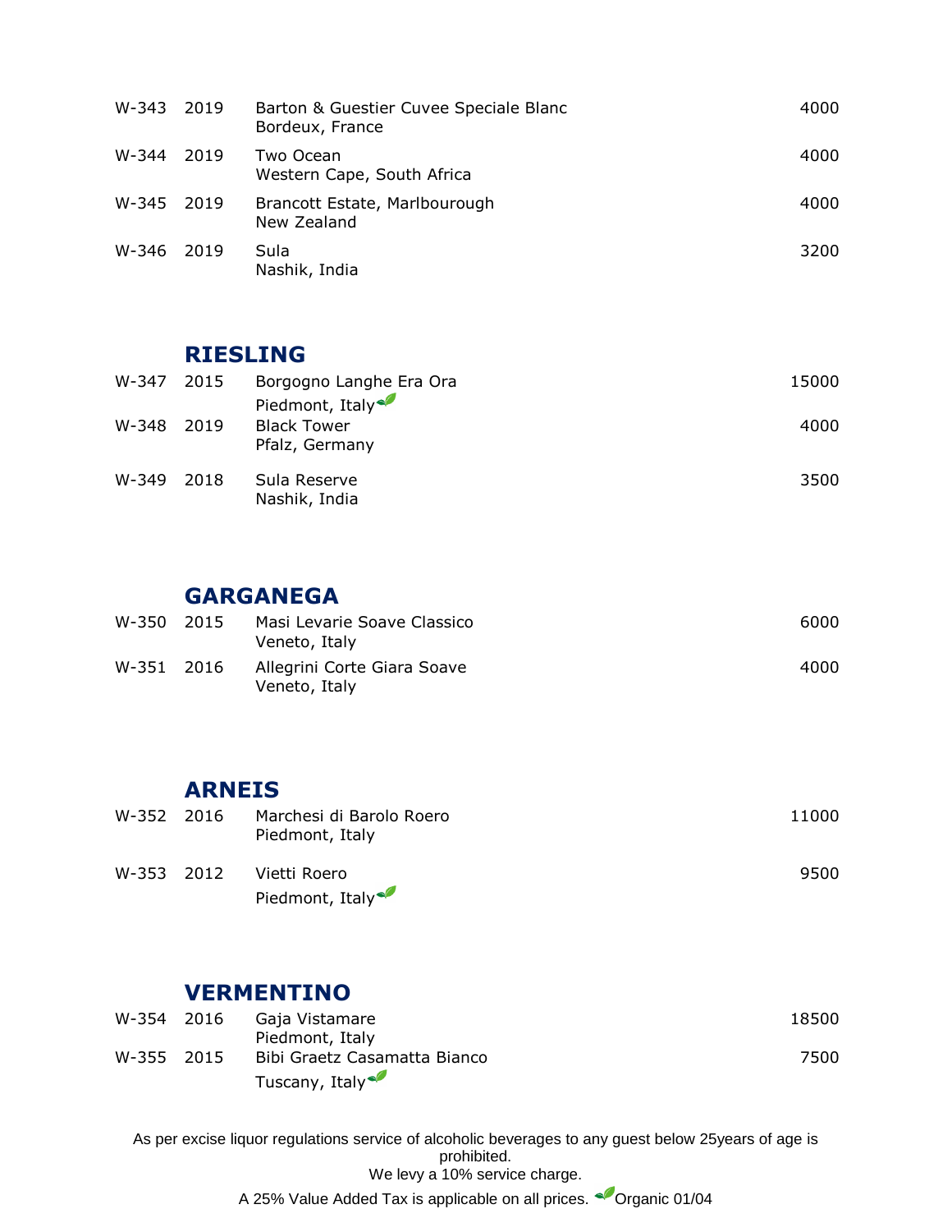| | | | |
|---|---|---|---|
| W-343 | 2019 | Barton & Guestier Cuvee Speciale Blanc<br>Bordeux, France | 4000 |
| W-344 | 2019 | Two Ocean<br>Western Cape, South Africa | 4000 |
| W-345 | 2019 | Brancott Estate, Marlbourough<br>New Zealand | 4000 |
| W-346 | 2019 | Sula<br>Nashik, India | 3200 |

## RIESLING

| | | | |
|---|---|---|---|
| W-347 | 2015 | Borgogno Langhe Era Ora<br>Piedmont, Italy 🌿 | 15000 |
| W-348 | 2019 | Black Tower<br>Pfalz, Germany | 4000 |
| W-349 | 2018 | Sula Reserve<br>Nashik, India | 3500 |

## GARGANEGA

| | | | |
|---|---|---|---|
| W-350 | 2015 | Masi Levarie Soave Classico<br>Veneto, Italy | 6000 |
| W-351 | 2016 | Allegrini Corte Giara Soave<br>Veneto, Italy | 4000 |

## ARNEIS

| | | | |
|---|---|---|---|
| W-352 | 2016 | Marchesi di Barolo Roero<br>Piedmont, Italy | 11000 |
| W-353 | 2012 | Vietti Roero<br>Piedmont, Italy 🌿 | 9500 |

## VERMENTINO

| | | | |
|---|---|---|---|
| W-354 | 2016 | Gaja Vistamare<br>Piedmont, Italy | 18500 |
| W-355 | 2015 | Bibi Graetz Casamatta Bianco<br>Tuscany, Italy 🌿 | 7500 |

As per excise liquor regulations service of alcoholic beverages to any guest below 25years of age is prohibited.

We levy a 10% service charge.

A 25% Value Added Tax is applicable on all prices. 🌿 Organic 01/04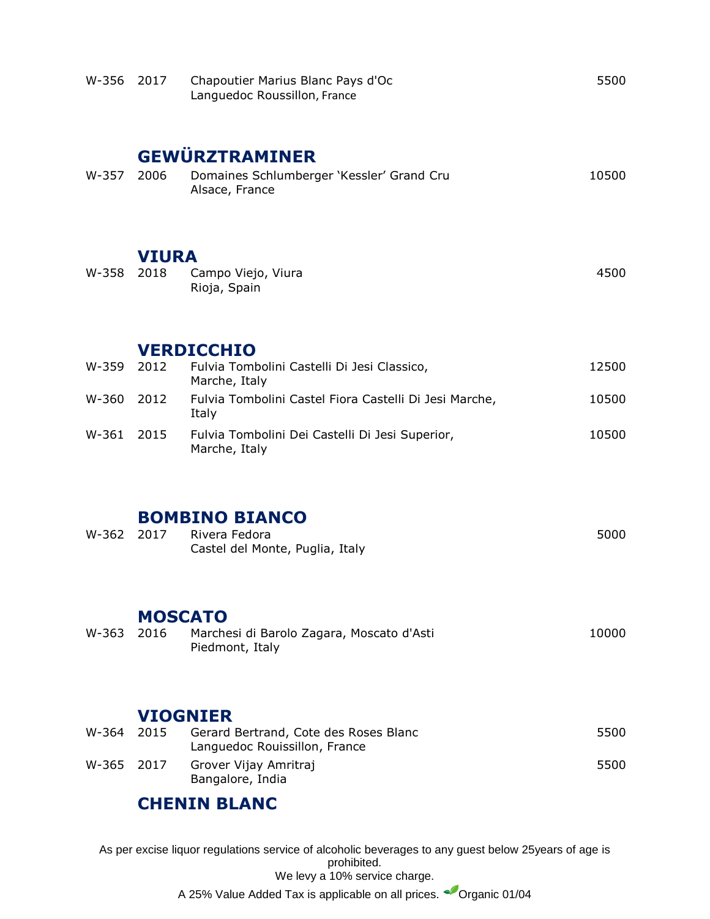| | | | |
|---|---|---|---|
| W-356 | 2017 | Chapoutier Marius Blanc Pays d'Oc<br>Languedoc Roussillon, France | 5500 |

## GEWÜRZTRAMINER

| | | | |
|---|---|---|---|
| W-357 | 2006 | Domaines Schlumberger 'Kessler' Grand Cru<br>Alsace, France | 10500 |

## VIURA

| | | | |
|---|---|---|---|
| W-358 | 2018 | Campo Viejo, Viura<br>Rioja, Spain | 4500 |

## VERDICCHIO

| | | | |
|---|---|---|---|
| W-359 | 2012 | Fulvia Tombolini Castelli Di Jesi Classico,<br>Marche, Italy | 12500 |
| W-360 | 2012 | Fulvia Tombolini Castel Fiora Castelli Di Jesi Marche,<br>Italy | 10500 |
| W-361 | 2015 | Fulvia Tombolini Dei Castelli Di Jesi Superior,<br>Marche, Italy | 10500 |

## BOMBINO BIANCO

| | | | |
|---|---|---|---|
| W-362 | 2017 | Rivera Fedora<br>Castel del Monte, Puglia, Italy | 5000 |

## MOSCATO

| | | | |
|---|---|---|---|
| W-363 | 2016 | Marchesi di Barolo Zagara, Moscato d'Asti<br>Piedmont, Italy | 10000 |

## VIOGNIER

| | | | |
|---|---|---|---|
| W-364 | 2015 | Gerard Bertrand, Cote des Roses Blanc<br>Languedoc Rouissillon, France | 5500 |
| W-365 | 2017 | Grover Vijay Amritraj<br>Bangalore, India | 5500 |

## CHENIN BLANC

As per excise liquor regulations service of alcoholic beverages to any guest below 25years of age is prohibited.
We levy a 10% service charge.
A 25% Value Added Tax is applicable on all prices. Organic 01/04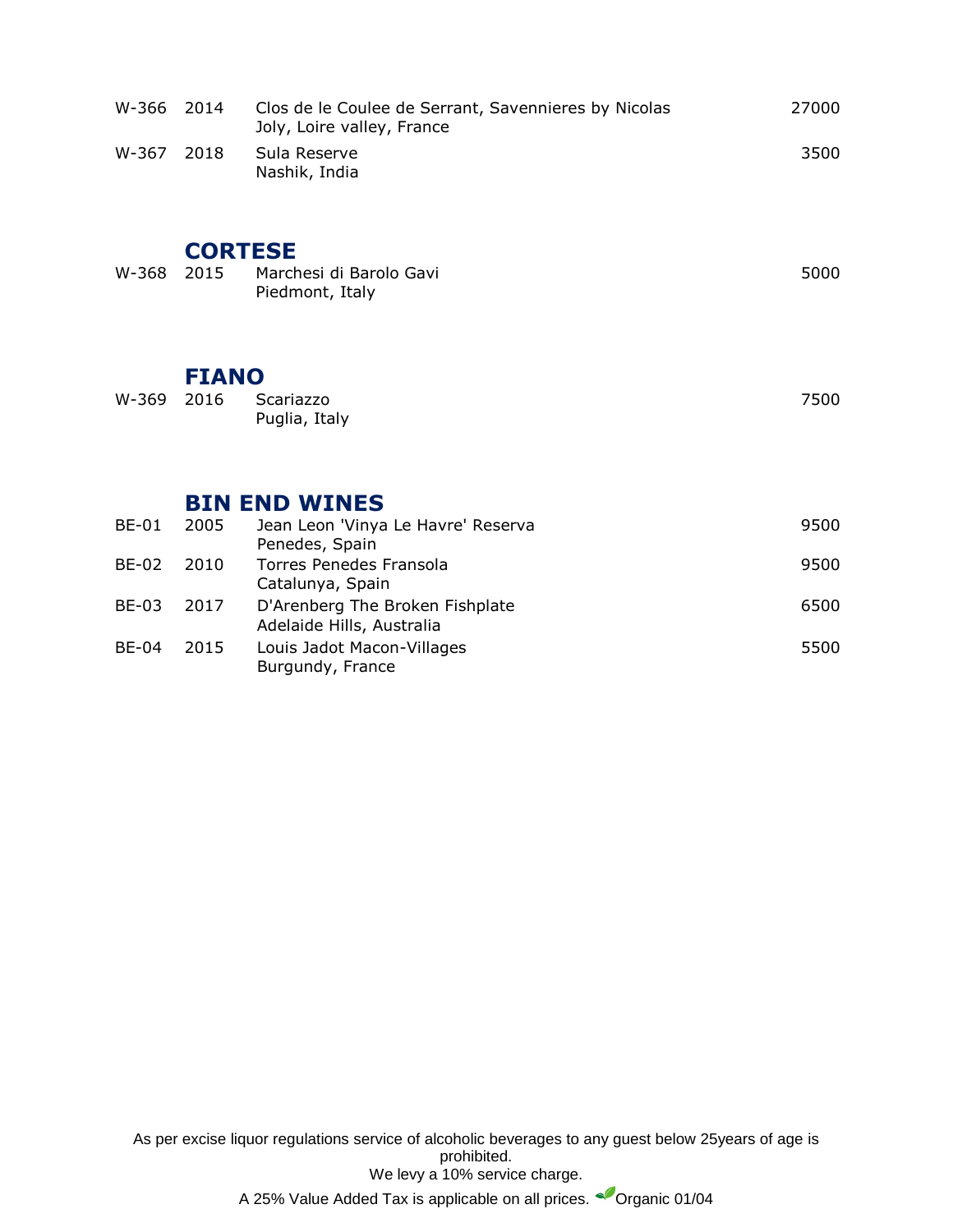| | | | |
|---|---|---|---|
| W-366 | 2014 | Clos de le Coulee de Serrant, Savennieres by Nicolas Joly, Loire valley, France | 27000 |
| W-367 | 2018 | Sula Reserve<br>Nashik, India | 3500 |

## CORTESE

| | | | |
|---|---|---|---|
| W-368 | 2015 | Marchesi di Barolo Gavi<br>Piedmont, Italy | 5000 |

## FIANO

| | | | |
|---|---|---|---|
| W-369 | 2016 | Scariazzo<br>Puglia, Italy | 7500 |

## BIN END WINES

| | | | |
|---|---|---|---|
| BE-01 | 2005 | Jean Leon 'Vinya Le Havre' Reserva<br>Penedes, Spain | 9500 |
| BE-02 | 2010 | Torres Penedes Fransola<br>Catalunya, Spain | 9500 |
| BE-03 | 2017 | D'Arenberg The Broken Fishplate<br>Adelaide Hills, Australia | 6500 |
| BE-04 | 2015 | Louis Jadot Macon-Villages<br>Burgundy, France | 5500 |

As per excise liquor regulations service of alcoholic beverages to any guest below 25years of age is prohibited.
We levy a 10% service charge.
A 25% Value Added Tax is applicable on all prices. Organic 01/04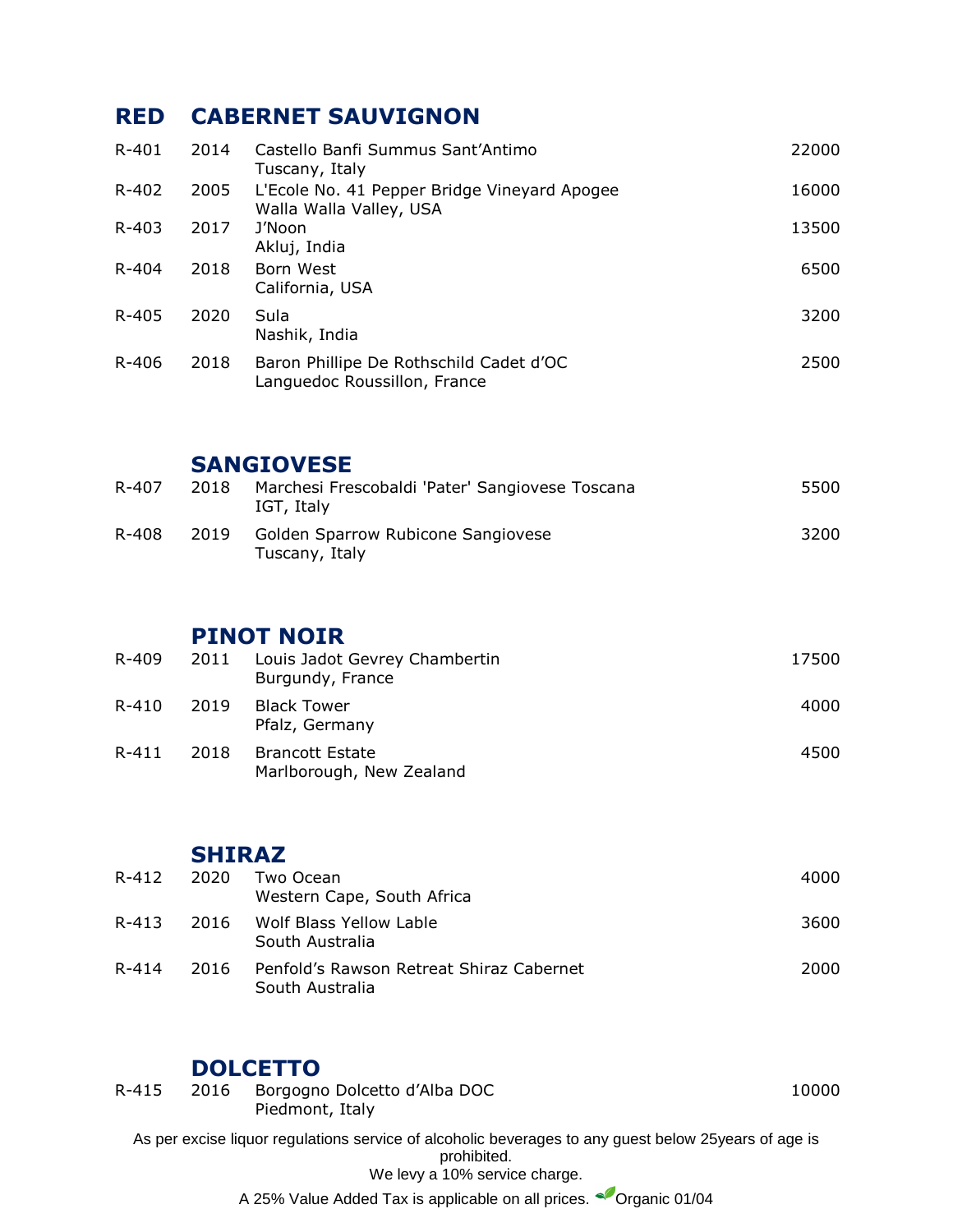# RED

## CABERNET SAUVIGNON

| | | | |
|---|---|---|---|
| R-401 | 2014 | Castello Banfi Summus Sant'Antimo<br>Tuscany, Italy | 22000 |
| R-402 | 2005 | L'Ecole No. 41 Pepper Bridge Vineyard Apogee<br>Walla Walla Valley, USA | 16000 |
| R-403 | 2017 | J'Noon<br>Akluj, India | 13500 |
| R-404 | 2018 | Born West<br>California, USA | 6500 |
| R-405 | 2020 | Sula<br>Nashik, India | 3200 |
| R-406 | 2018 | Baron Phillipe De Rothschild Cadet d'OC<br>Languedoc Roussillon, France | 2500 |

## SANGIOVESE

| | | | |
|---|---|---|---|
| R-407 | 2018 | Marchesi Frescobaldi 'Pater' Sangiovese Toscana<br>IGT, Italy | 5500 |
| R-408 | 2019 | Golden Sparrow Rubicone Sangiovese<br>Tuscany, Italy | 3200 |

## PINOT NOIR

| | | | |
|---|---|---|---|
| R-409 | 2011 | Louis Jadot Gevrey Chambertin<br>Burgundy, France | 17500 |
| R-410 | 2019 | Black Tower<br>Pfalz, Germany | 4000 |
| R-411 | 2018 | Brancott Estate<br>Marlborough, New Zealand | 4500 |

## SHIRAZ

| | | | |
|---|---|---|---|
| R-412 | 2020 | Two Ocean<br>Western Cape, South Africa | 4000 |
| R-413 | 2016 | Wolf Blass Yellow Lable<br>South Australia | 3600 |
| R-414 | 2016 | Penfold's Rawson Retreat Shiraz Cabernet<br>South Australia | 2000 |

## DOLCETTO

| | | | |
|---|---|---|---|
| R-415 | 2016 | Borgogno Dolcetto d'Alba DOC<br>Piedmont, Italy | 10000 |

As per excise liquor regulations service of alcoholic beverages to any guest below 25years of age is prohibited.

We levy a 10% service charge.

A 25% Value Added Tax is applicable on all prices. Organic 01/04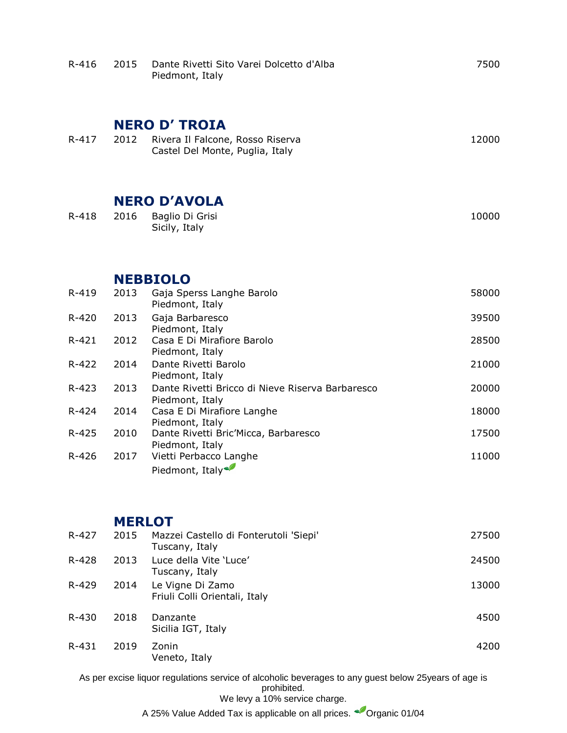| | | | |
|---|---|---|---|
| R-416 | 2015 | Dante Rivetti Sito Varei Dolcetto d'Alba<br>Piedmont, Italy | 7500 |

## NERO D' TROIA

| | | | |
|---|---|---|---|
| R-417 | 2012 | Rivera Il Falcone, Rosso Riserva<br>Castel Del Monte, Puglia, Italy | 12000 |

## NERO D'AVOLA

| | | | |
|---|---|---|---|
| R-418 | 2016 | Baglio Di Grisi<br>Sicily, Italy | 10000 |

## NEBBIOLO

| | | | |
|---|---|---|---|
| R-419 | 2013 | Gaja Sperss Langhe Barolo<br>Piedmont, Italy | 58000 |
| R-420 | 2013 | Gaja Barbaresco<br>Piedmont, Italy | 39500 |
| R-421 | 2012 | Casa E Di Mirafiore Barolo<br>Piedmont, Italy | 28500 |
| R-422 | 2014 | Dante Rivetti Barolo<br>Piedmont, Italy | 21000 |
| R-423 | 2013 | Dante Rivetti Bricco di Nieve Riserva Barbaresco<br>Piedmont, Italy | 20000 |
| R-424 | 2014 | Casa E Di Mirafiore Langhe<br>Piedmont, Italy | 18000 |
| R-425 | 2010 | Dante Rivetti Bric'Micca, Barbaresco<br>Piedmont, Italy | 17500 |
| R-426 | 2017 | Vietti Perbacco Langhe<br>Piedmont, Italy (Organic) | 11000 |

## MERLOT

| | | | |
|---|---|---|---|
| R-427 | 2015 | Mazzei Castello di Fonterutoli 'Siepi'<br>Tuscany, Italy | 27500 |
| R-428 | 2013 | Luce della Vite 'Luce'<br>Tuscany, Italy | 24500 |
| R-429 | 2014 | Le Vigne Di Zamo<br>Friuli Colli Orientali, Italy | 13000 |
| R-430 | 2018 | Danzante<br>Sicilia IGT, Italy | 4500 |
| R-431 | 2019 | Zonin<br>Veneto, Italy | 4200 |

As per excise liquor regulations service of alcoholic beverages to any guest below 25years of age is prohibited.

We levy a 10% service charge.

A 25% Value Added Tax is applicable on all prices. Organic 01/04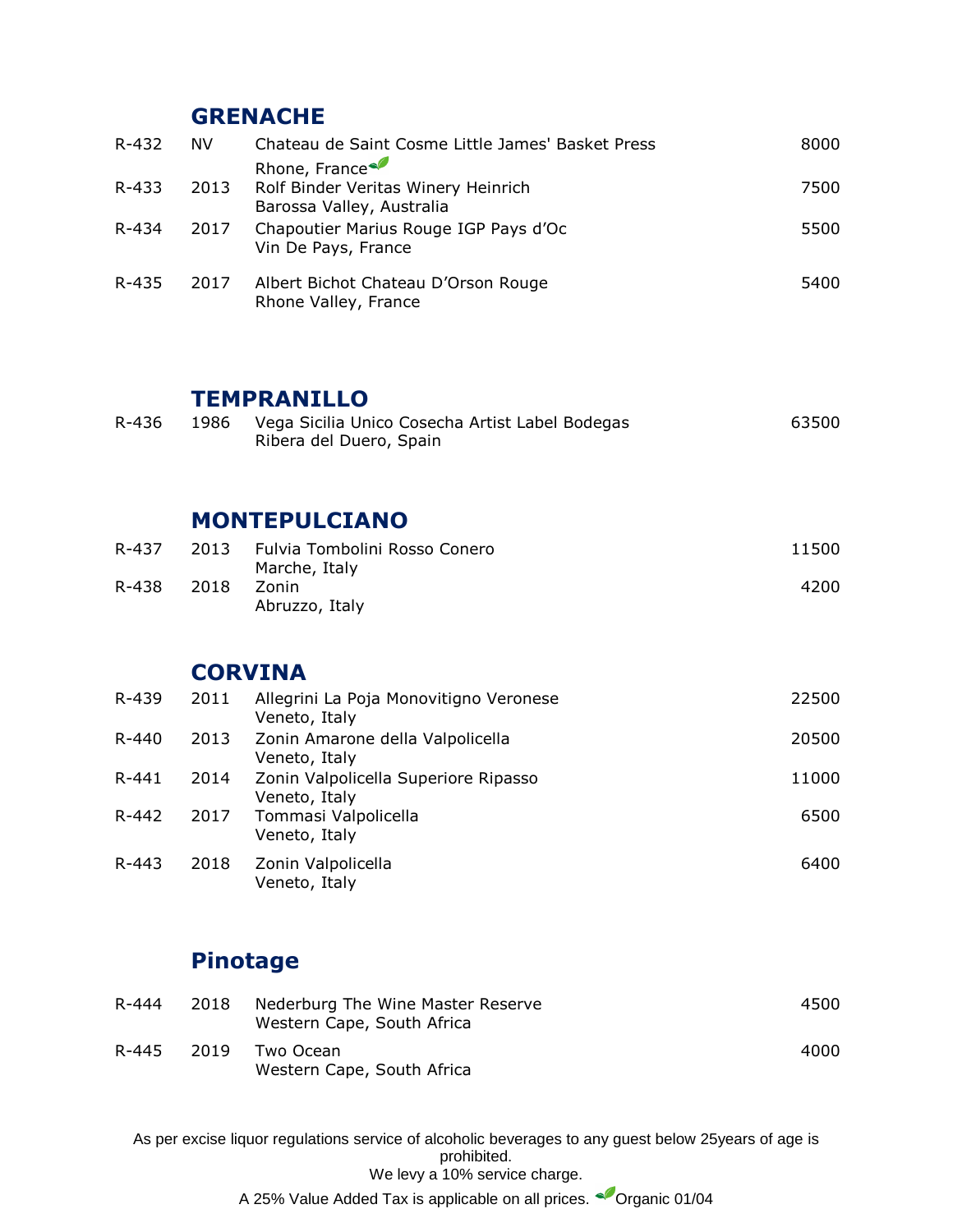## GRENACHE

| | | | |
|---|---|---|---|
| R-432 | NV | Chateau de Saint Cosme Little James' Basket Press<br>Rhone, France 🌿 | 8000 |
| R-433 | 2013 | Rolf Binder Veritas Winery Heinrich<br>Barossa Valley, Australia | 7500 |
| R-434 | 2017 | Chapoutier Marius Rouge IGP Pays d'Oc<br>Vin De Pays, France | 5500 |
| R-435 | 2017 | Albert Bichot Chateau D'Orson Rouge<br>Rhone Valley, France | 5400 |

## TEMPRANILLO

| | | | |
|---|---|---|---|
| R-436 | 1986 | Vega Sicilia Unico Cosecha Artist Label Bodegas<br>Ribera del Duero, Spain | 63500 |

## MONTEPULCIANO

| | | | |
|---|---|---|---|
| R-437 | 2013 | Fulvia Tombolini Rosso Conero<br>Marche, Italy | 11500 |
| R-438 | 2018 | Zonin<br>Abruzzo, Italy | 4200 |

## CORVINA

| | | | |
|---|---|---|---|
| R-439 | 2011 | Allegrini La Poja Monovitigno Veronese<br>Veneto, Italy | 22500 |
| R-440 | 2013 | Zonin Amarone della Valpolicella<br>Veneto, Italy | 20500 |
| R-441 | 2014 | Zonin Valpolicella Superiore Ripasso<br>Veneto, Italy | 11000 |
| R-442 | 2017 | Tommasi Valpolicella<br>Veneto, Italy | 6500 |
| R-443 | 2018 | Zonin Valpolicella<br>Veneto, Italy | 6400 |

## Pinotage

| | | | |
|---|---|---|---|
| R-444 | 2018 | Nederburg The Wine Master Reserve<br>Western Cape, South Africa | 4500 |
| R-445 | 2019 | Two Ocean<br>Western Cape, South Africa | 4000 |

As per excise liquor regulations service of alcoholic beverages to any guest below 25years of age is prohibited.

We levy a 10% service charge.

A 25% Value Added Tax is applicable on all prices. 🌿Organic 01/04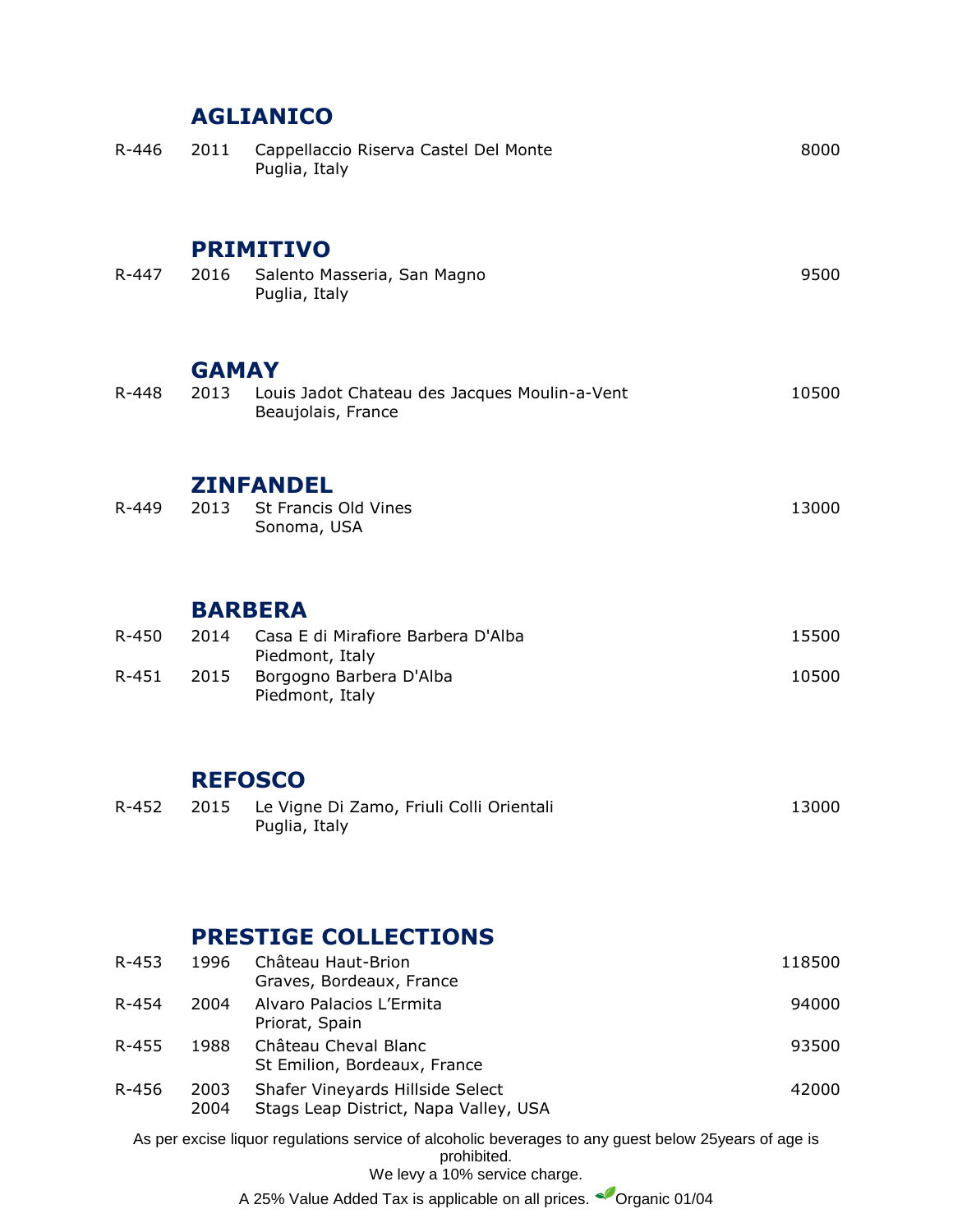## AGLIANICO

| | | | |
|---|---|---|---|
| R-446 | 2011 | Cappellaccio Riserva Castel Del Monte<br>Puglia, Italy | 8000 |

## PRIMITIVO

| | | | |
|---|---|---|---|
| R-447 | 2016 | Salento Masseria, San Magno<br>Puglia, Italy | 9500 |

## GAMAY

| | | | |
|---|---|---|---|
| R-448 | 2013 | Louis Jadot Chateau des Jacques Moulin-a-Vent<br>Beaujolais, France | 10500 |

## ZINFANDEL

| | | | |
|---|---|---|---|
| R-449 | 2013 | St Francis Old Vines<br>Sonoma, USA | 13000 |

## BARBERA

| | | | |
|---|---|---|---|
| R-450 | 2014 | Casa E di Mirafiore Barbera D'Alba<br>Piedmont, Italy | 15500 |
| R-451 | 2015 | Borgogno Barbera D'Alba<br>Piedmont, Italy | 10500 |

## REFOSCO

| | | | |
|---|---|---|---|
| R-452 | 2015 | Le Vigne Di Zamo, Friuli Colli Orientali<br>Puglia, Italy | 13000 |

## PRESTIGE COLLECTIONS

| | | | |
|---|---|---|---|
| R-453 | 1996 | Château Haut-Brion<br>Graves, Bordeaux, France | 118500 |
| R-454 | 2004 | Alvaro Palacios L'Ermita<br>Priorat, Spain | 94000 |
| R-455 | 1988 | Château Cheval Blanc<br>St Emilion, Bordeaux, France | 93500 |
| R-456 | 2003<br>2004 | Shafer Vineyards Hillside Select<br>Stags Leap District, Napa Valley, USA | 42000 |

As per excise liquor regulations service of alcoholic beverages to any guest below 25years of age is prohibited.

We levy a 10% service charge.

A 25% Value Added Tax is applicable on all prices. Organic 01/04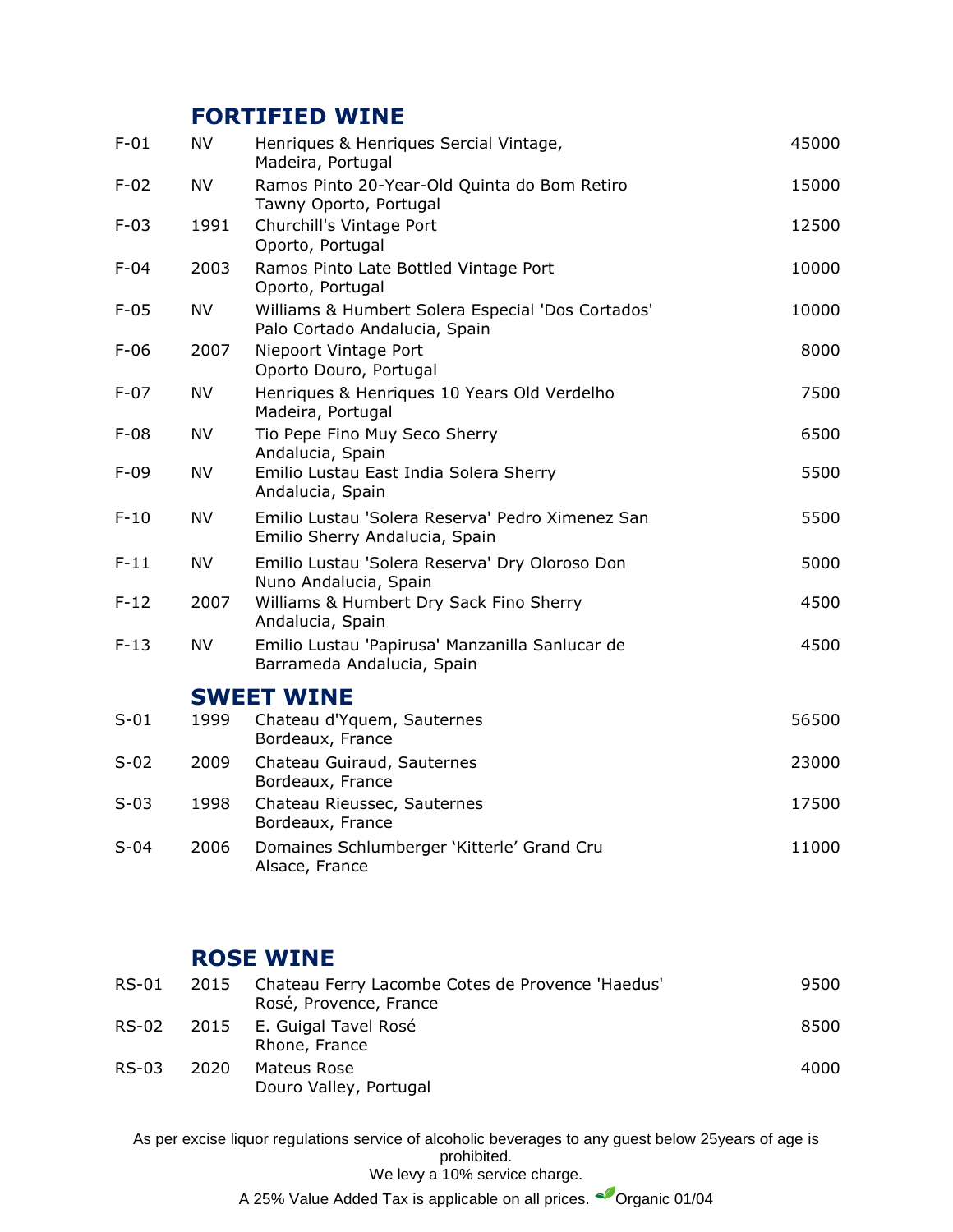## FORTIFIED WINE

| | | | |
|---|---|---|---|
| F-01 | NV | Henriques & Henriques Sercial Vintage, Madeira, Portugal | 45000 |
| F-02 | NV | Ramos Pinto 20-Year-Old Quinta do Bom Retiro Tawny Oporto, Portugal | 15000 |
| F-03 | 1991 | Churchill's Vintage Port Oporto, Portugal | 12500 |
| F-04 | 2003 | Ramos Pinto Late Bottled Vintage Port Oporto, Portugal | 10000 |
| F-05 | NV | Williams & Humbert Solera Especial 'Dos Cortados' Palo Cortado Andalucia, Spain | 10000 |
| F-06 | 2007 | Niepoort Vintage Port Oporto Douro, Portugal | 8000 |
| F-07 | NV | Henriques & Henriques 10 Years Old Verdelho Madeira, Portugal | 7500 |
| F-08 | NV | Tio Pepe Fino Muy Seco Sherry Andalucia, Spain | 6500 |
| F-09 | NV | Emilio Lustau East India Solera Sherry Andalucia, Spain | 5500 |
| F-10 | NV | Emilio Lustau 'Solera Reserva' Pedro Ximenez San Emilio Sherry Andalucia, Spain | 5500 |
| F-11 | NV | Emilio Lustau 'Solera Reserva' Dry Oloroso Don Nuno Andalucia, Spain | 5000 |
| F-12 | 2007 | Williams & Humbert Dry Sack Fino Sherry Andalucia, Spain | 4500 |
| F-13 | NV | Emilio Lustau 'Papirusa' Manzanilla Sanlucar de Barrameda Andalucia, Spain | 4500 |

## SWEET WINE

| | | | |
|---|---|---|---|
| S-01 | 1999 | Chateau d'Yquem, Sauternes Bordeaux, France | 56500 |
| S-02 | 2009 | Chateau Guiraud, Sauternes Bordeaux, France | 23000 |
| S-03 | 1998 | Chateau Rieussec, Sauternes Bordeaux, France | 17500 |
| S-04 | 2006 | Domaines Schlumberger 'Kitterle' Grand Cru Alsace, France | 11000 |

## ROSE WINE

| | | | |
|---|---|---|---|
| RS-01 | 2015 | Chateau Ferry Lacombe Cotes de Provence 'Haedus' Rosé, Provence, France | 9500 |
| RS-02 | 2015 | E. Guigal Tavel Rosé Rhone, France | 8500 |
| RS-03 | 2020 | Mateus Rose Douro Valley, Portugal | 4000 |

As per excise liquor regulations service of alcoholic beverages to any guest below 25years of age is prohibited.

We levy a 10% service charge.

A 25% Value Added Tax is applicable on all prices. Organic 01/04